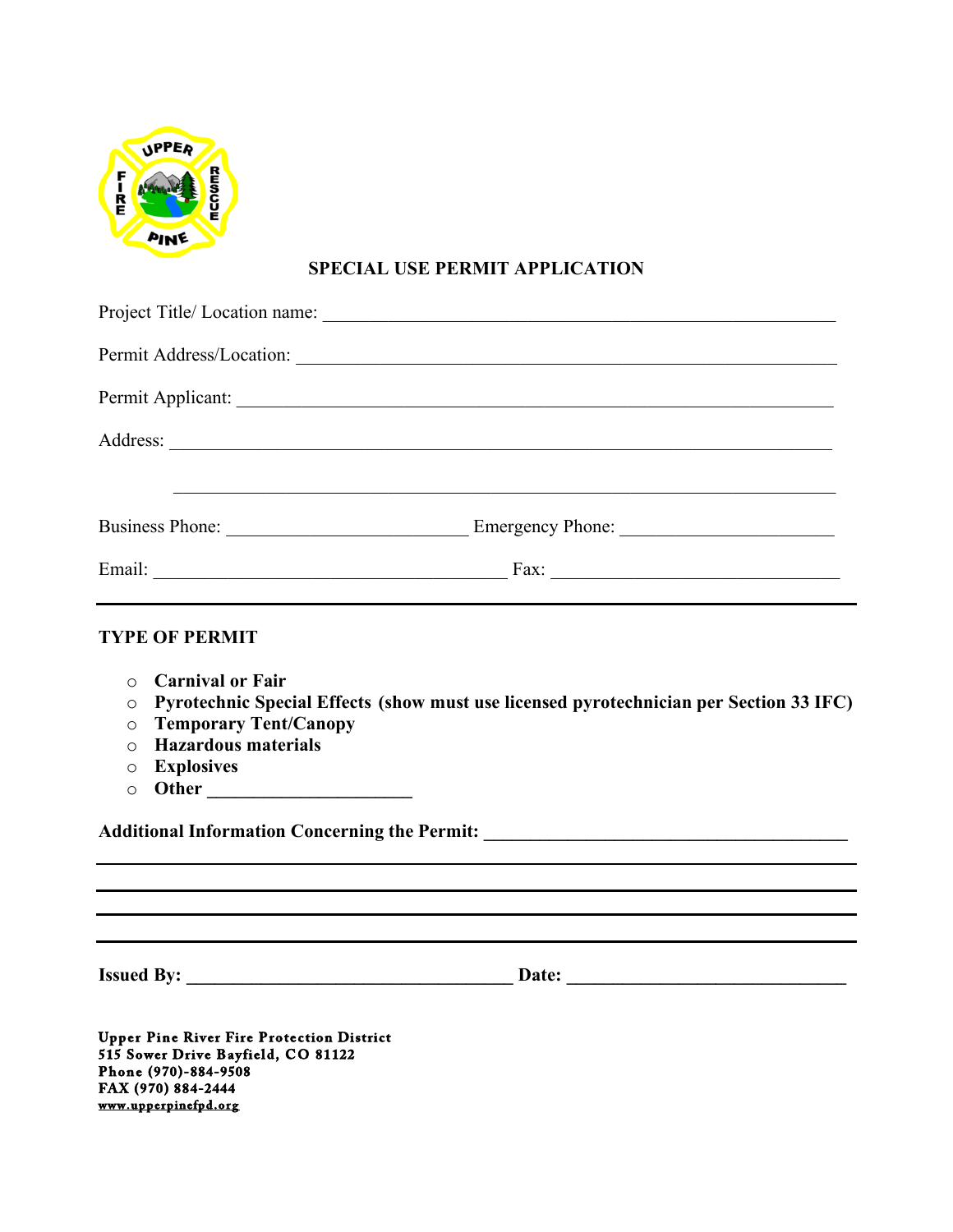# SPECIAL USE PERMIT APPLICATION

Project Title/ Location name: ___________________________________________________________

Permit Address/Location: ___________________________________________________________

Permit Applicant: ___________________________________________________________

Address: ___________________________________________________________

___________________________________________________________

Business Phone: __________________________ Emergency Phone: _______________________

Email: ______________________________________ Fax: _______________________________

---

**TYPE OF PERMIT**

- **Carnival or Fair**
- **Pyrotechnic Special Effects (show must use licensed pyrotechnician per Section 33 IFC)**
- **Temporary Tent/Canopy**
- **Hazardous materials**
- **Explosives**
- **Other ______________________**

**Additional Information Concerning the Permit: _______________________________________**

___________________________________________________________

___________________________________________________________

___________________________________________________________

___________________________________________________________

**Issued By: ___________________________________ Date: ______________________________**

**Upper Pine River Fire Protection District**
**515 Sower Drive Bayfield, CO 81122**
**Phone (970)-884-9508**
**FAX (970) 884-2444**
**www.upperpinefpd.org**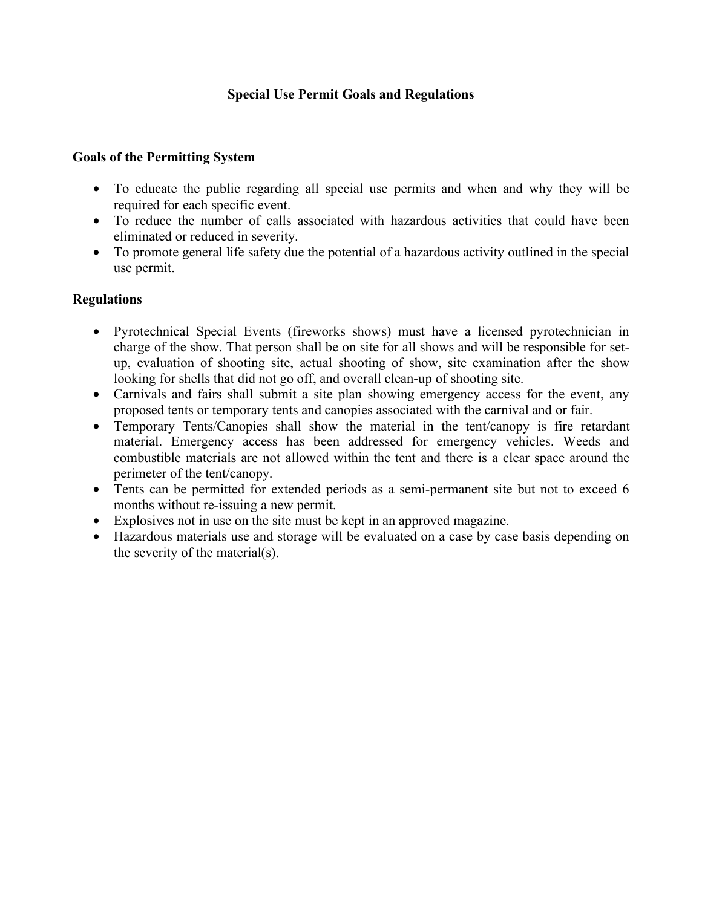# Special Use Permit Goals and Regulations

## Goals of the Permitting System

- To educate the public regarding all special use permits and when and why they will be required for each specific event.
- To reduce the number of calls associated with hazardous activities that could have been eliminated or reduced in severity.
- To promote general life safety due the potential of a hazardous activity outlined in the special use permit.

## Regulations

- Pyrotechnical Special Events (fireworks shows) must have a licensed pyrotechnician in charge of the show. That person shall be on site for all shows and will be responsible for set-up, evaluation of shooting site, actual shooting of show, site examination after the show looking for shells that did not go off, and overall clean-up of shooting site.
- Carnivals and fairs shall submit a site plan showing emergency access for the event, any proposed tents or temporary tents and canopies associated with the carnival and or fair.
- Temporary Tents/Canopies shall show the material in the tent/canopy is fire retardant material. Emergency access has been addressed for emergency vehicles. Weeds and combustible materials are not allowed within the tent and there is a clear space around the perimeter of the tent/canopy.
- Tents can be permitted for extended periods as a semi-permanent site but not to exceed 6 months without re-issuing a new permit.
- Explosives not in use on the site must be kept in an approved magazine.
- Hazardous materials use and storage will be evaluated on a case by case basis depending on the severity of the material(s).